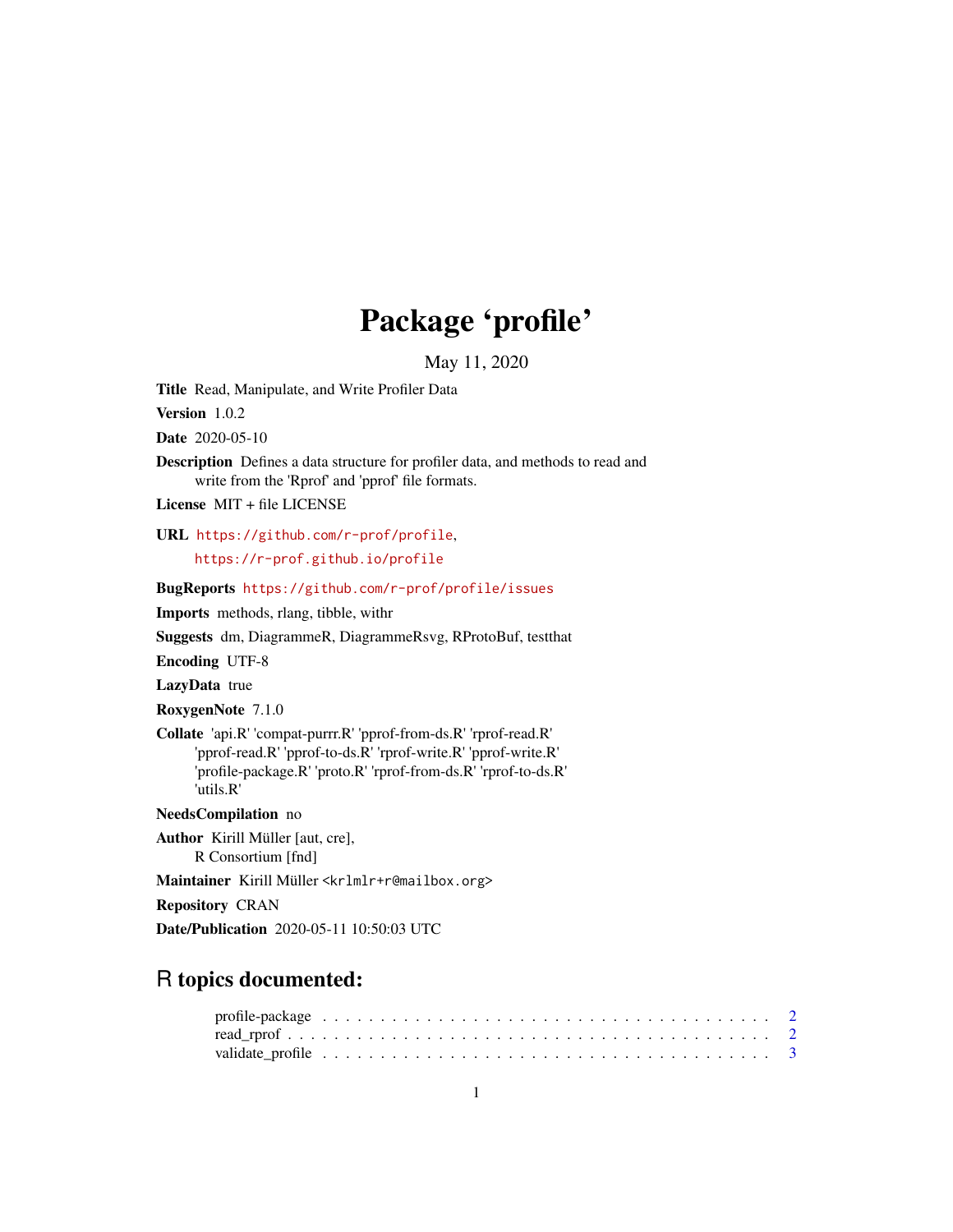# Package 'profile'

May 11, 2020

**Title** Read, Manipulate, and Write Profiler Data

**Version** 1.0.2

**Date** 2020-05-10

**Description** Defines a data structure for profiler data, and methods to read and write from the 'Rprof' and 'pprof' file formats.

**License** MIT + file LICENSE

**URL** https://github.com/r-prof/profile, https://r-prof.github.io/profile

**BugReports** https://github.com/r-prof/profile/issues

**Imports** methods, rlang, tibble, withr

**Suggests** dm, DiagrammeR, DiagrammeRsvg, RProtoBuf, testthat

**Encoding** UTF-8

**LazyData** true

**RoxygenNote** 7.1.0

**Collate** 'api.R' 'compat-purrr.R' 'pprof-from-ds.R' 'rprof-read.R' 'pprof-read.R' 'pprof-to-ds.R' 'rprof-write.R' 'pprof-write.R' 'profile-package.R' 'proto.R' 'rprof-from-ds.R' 'rprof-to-ds.R' 'utils.R'

**NeedsCompilation** no

**Author** Kirill Müller [aut, cre], R Consortium [fnd]

**Maintainer** Kirill Müller <krlmlr+r@mailbox.org>

**Repository** CRAN

**Date/Publication** 2020-05-11 10:50:03 UTC

## R topics documented:

profile-package . . . . . . . . . . . . . . . . . . . . . . . . . . . . . . . . . . . . . . 2
read_rprof . . . . . . . . . . . . . . . . . . . . . . . . . . . . . . . . . . . . . . . . 2
validate_profile . . . . . . . . . . . . . . . . . . . . . . . . . . . . . . . . . . . . . 3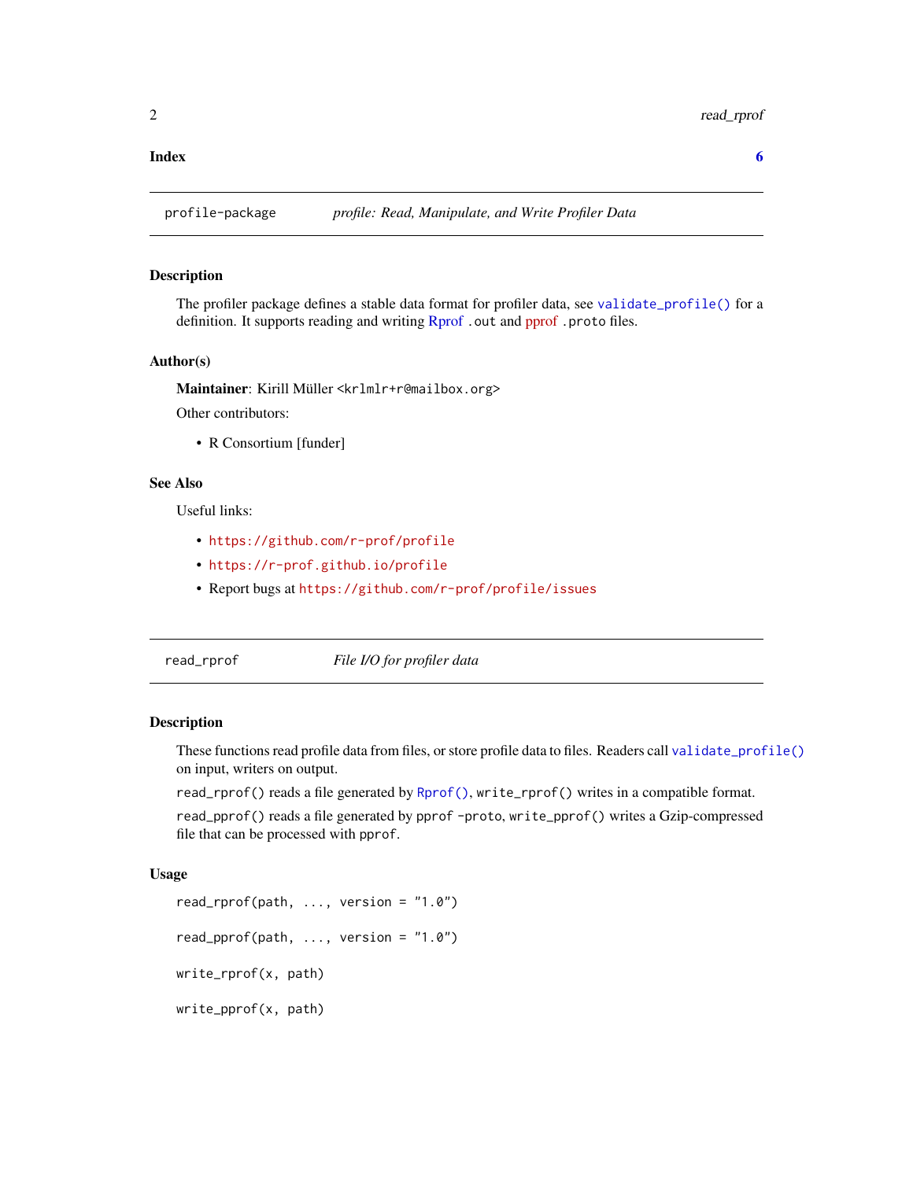**Index** **6**

---

`profile-package` *profile: Read, Manipulate, and Write Profiler Data*

---

### Description

The profiler package defines a stable data format for profiler data, see `validate_profile()` for a definition. It supports reading and writing Rprof `.out` and pprof `.proto` files.

### Author(s)

**Maintainer**: Kirill Müller <krlmlr+r@mailbox.org>

Other contributors:

- R Consortium [funder]

### See Also

Useful links:

- `https://github.com/r-prof/profile`
- `https://r-prof.github.io/profile`
- Report bugs at `https://github.com/r-prof/profile/issues`

---

`read_rprof` *File I/O for profiler data*

---

### Description

These functions read profile data from files, or store profile data to files. Readers call `validate_profile()` on input, writers on output.

`read_rprof()` reads a file generated by `Rprof()`, `write_rprof()` writes in a compatible format.

`read_pprof()` reads a file generated by `pprof -proto`, `write_pprof()` writes a Gzip-compressed file that can be processed with `pprof`.

### Usage

```
read_rprof(path, ..., version = "1.0")

read_pprof(path, ..., version = "1.0")

write_rprof(x, path)

write_pprof(x, path)
```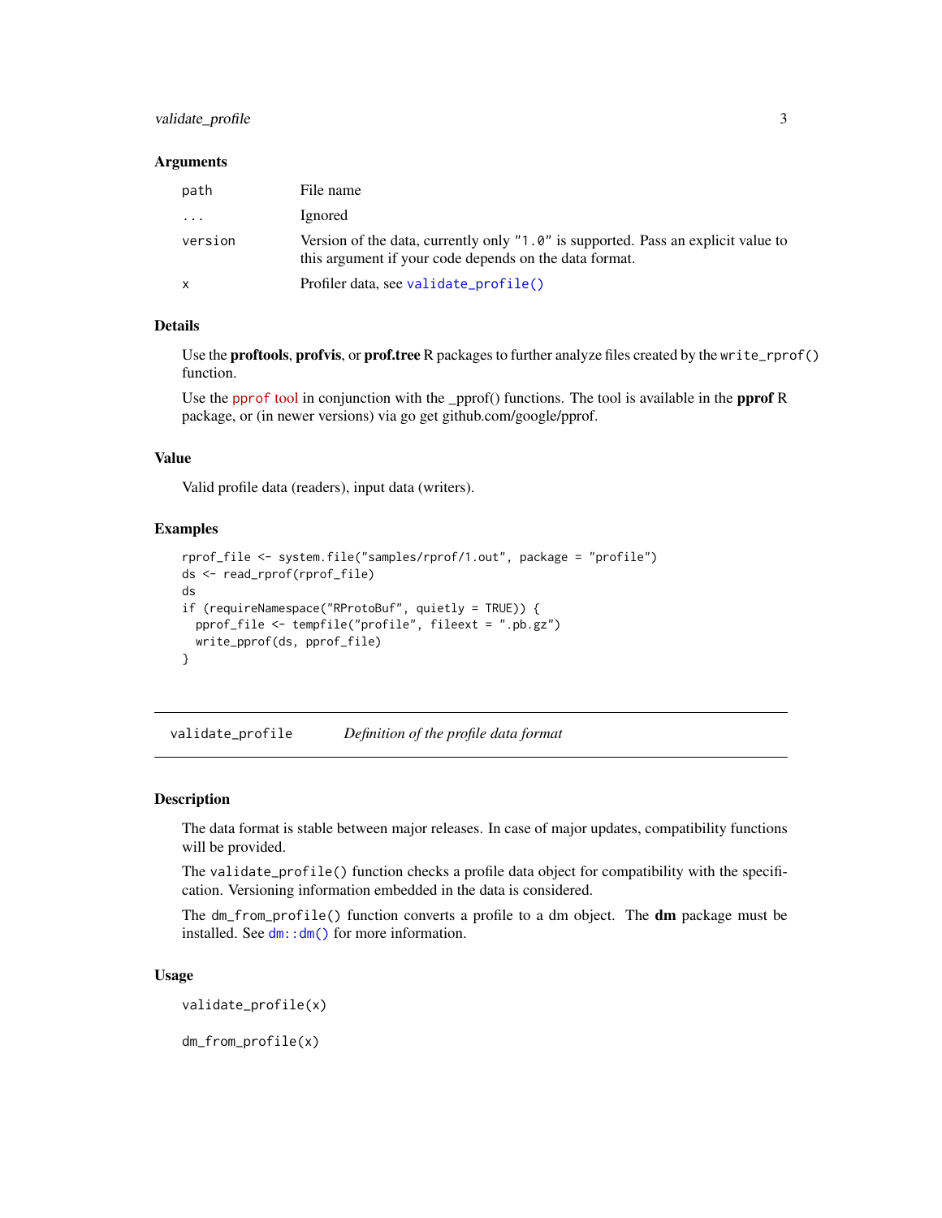### Arguments

| | |
|---|---|
| path | File name |
| ... | Ignored |
| version | Version of the data, currently only "1.0" is supported. Pass an explicit value to this argument if your code depends on the data format. |
| x | Profiler data, see validate_profile() |

### Details

Use the **proftools**, **profvis**, or **prof.tree** R packages to further analyze files created by the `write_rprof()` function.

Use the pprof tool in conjunction with the _pprof() functions. The tool is available in the **pprof** R package, or (in newer versions) via go get github.com/google/pprof.

### Value

Valid profile data (readers), input data (writers).

### Examples

```
rprof_file <- system.file("samples/rprof/1.out", package = "profile")
ds <- read_rprof(rprof_file)
ds
if (requireNamespace("RProtoBuf", quietly = TRUE)) {
  pprof_file <- tempfile("profile", fileext = ".pb.gz")
  write_pprof(ds, pprof_file)
}
```

---

## validate_profile    *Definition of the profile data format*

---

### Description

The data format is stable between major releases. In case of major updates, compatibility functions will be provided.

The `validate_profile()` function checks a profile data object for compatibility with the specification. Versioning information embedded in the data is considered.

The `dm_from_profile()` function converts a profile to a dm object. The **dm** package must be installed. See `dm::dm()` for more information.

### Usage

```
validate_profile(x)

dm_from_profile(x)
```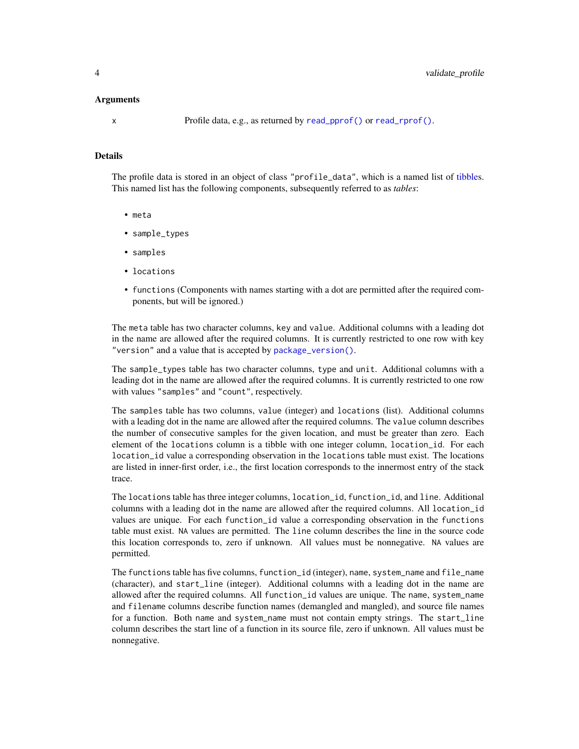### Arguments

x Profile data, e.g., as returned by `read_pprof()` or `read_rprof()`.

### Details

The profile data is stored in an object of class `"profile_data"`, which is a named list of tibbles. This named list has the following components, subsequently referred to as *tables*:

- `meta`
- `sample_types`
- `samples`
- `locations`
- `functions` (Components with names starting with a dot are permitted after the required components, but will be ignored.)

The `meta` table has two character columns, `key` and `value`. Additional columns with a leading dot in the name are allowed after the required columns. It is currently restricted to one row with key `"version"` and a value that is accepted by `package_version()`.

The `sample_types` table has two character columns, `type` and `unit`. Additional columns with a leading dot in the name are allowed after the required columns. It is currently restricted to one row with values `"samples"` and `"count"`, respectively.

The `samples` table has two columns, `value` (integer) and `locations` (list). Additional columns with a leading dot in the name are allowed after the required columns. The `value` column describes the number of consecutive samples for the given location, and must be greater than zero. Each element of the `locations` column is a tibble with one integer column, `location_id`. For each `location_id` value a corresponding observation in the `locations` table must exist. The locations are listed in inner-first order, i.e., the first location corresponds to the innermost entry of the stack trace.

The `locations` table has three integer columns, `location_id`, `function_id`, and `line`. Additional columns with a leading dot in the name are allowed after the required columns. All `location_id` values are unique. For each `function_id` value a corresponding observation in the `functions` table must exist. `NA` values are permitted. The `line` column describes the line in the source code this location corresponds to, zero if unknown. All values must be nonnegative. `NA` values are permitted.

The `functions` table has five columns, `function_id` (integer), `name`, `system_name` and `file_name` (character), and `start_line` (integer). Additional columns with a leading dot in the name are allowed after the required columns. All `function_id` values are unique. The `name`, `system_name` and `filename` columns describe function names (demangled and mangled), and source file names for a function. Both `name` and `system_name` must not contain empty strings. The `start_line` column describes the start line of a function in its source file, zero if unknown. All values must be nonnegative.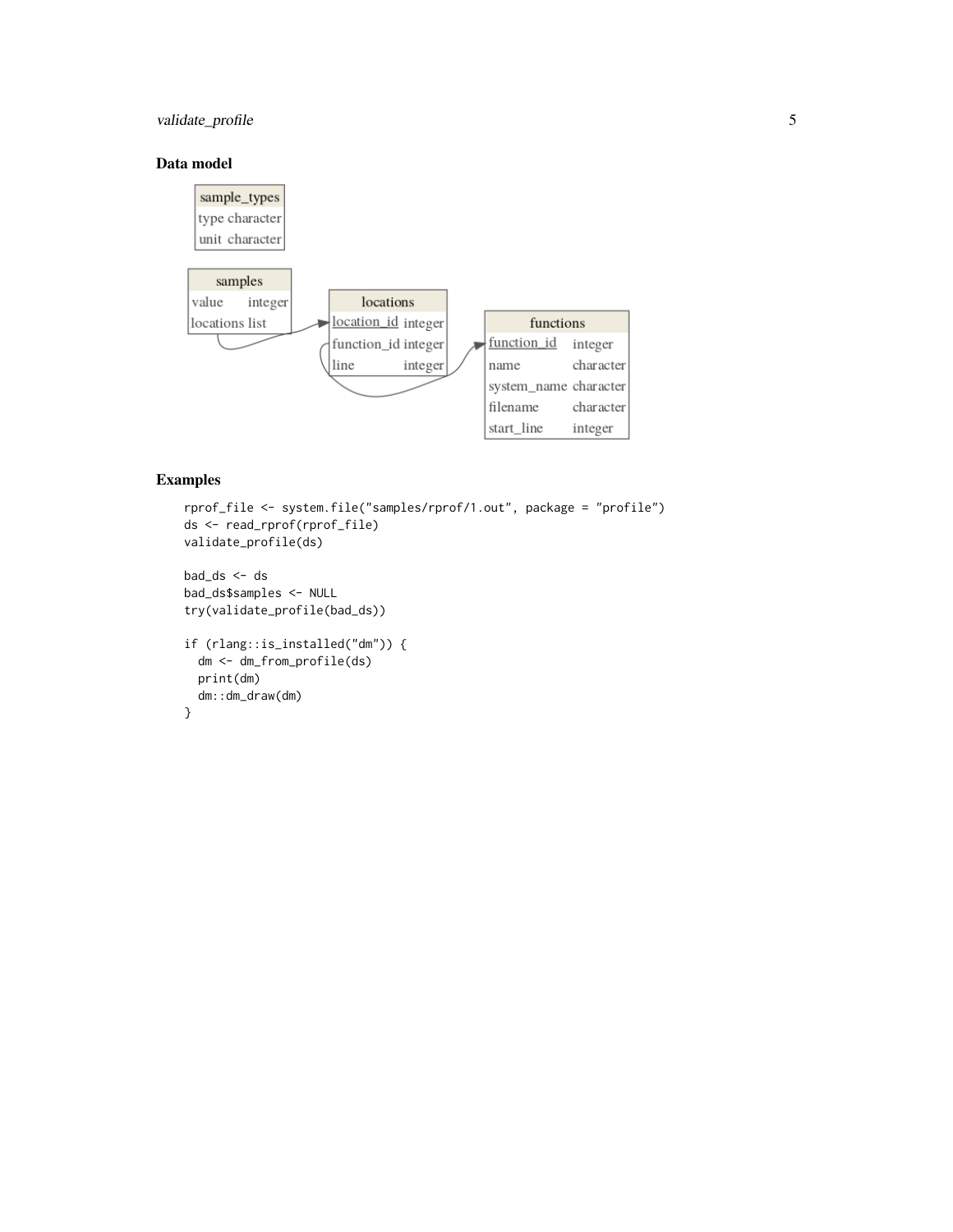### Data model

| sample_types | |
|---|---|
| type | character |
| unit | character |

| samples | |
|---|---|
| value | integer |
| locations | list |

| locations | |
|---|---|
| location_id | integer |
| function_id | integer |
| line | integer |

| functions | |
|---|---|
| function_id | integer |
| name | character |
| system_name | character |
| filename | character |
| start_line | integer |

### Examples

```
rprof_file <- system.file("samples/rprof/1.out", package = "profile")
ds <- read_rprof(rprof_file)
validate_profile(ds)

bad_ds <- ds
bad_ds$samples <- NULL
try(validate_profile(bad_ds))

if (rlang::is_installed("dm")) {
  dm <- dm_from_profile(ds)
  print(dm)
  dm::dm_draw(dm)
}
```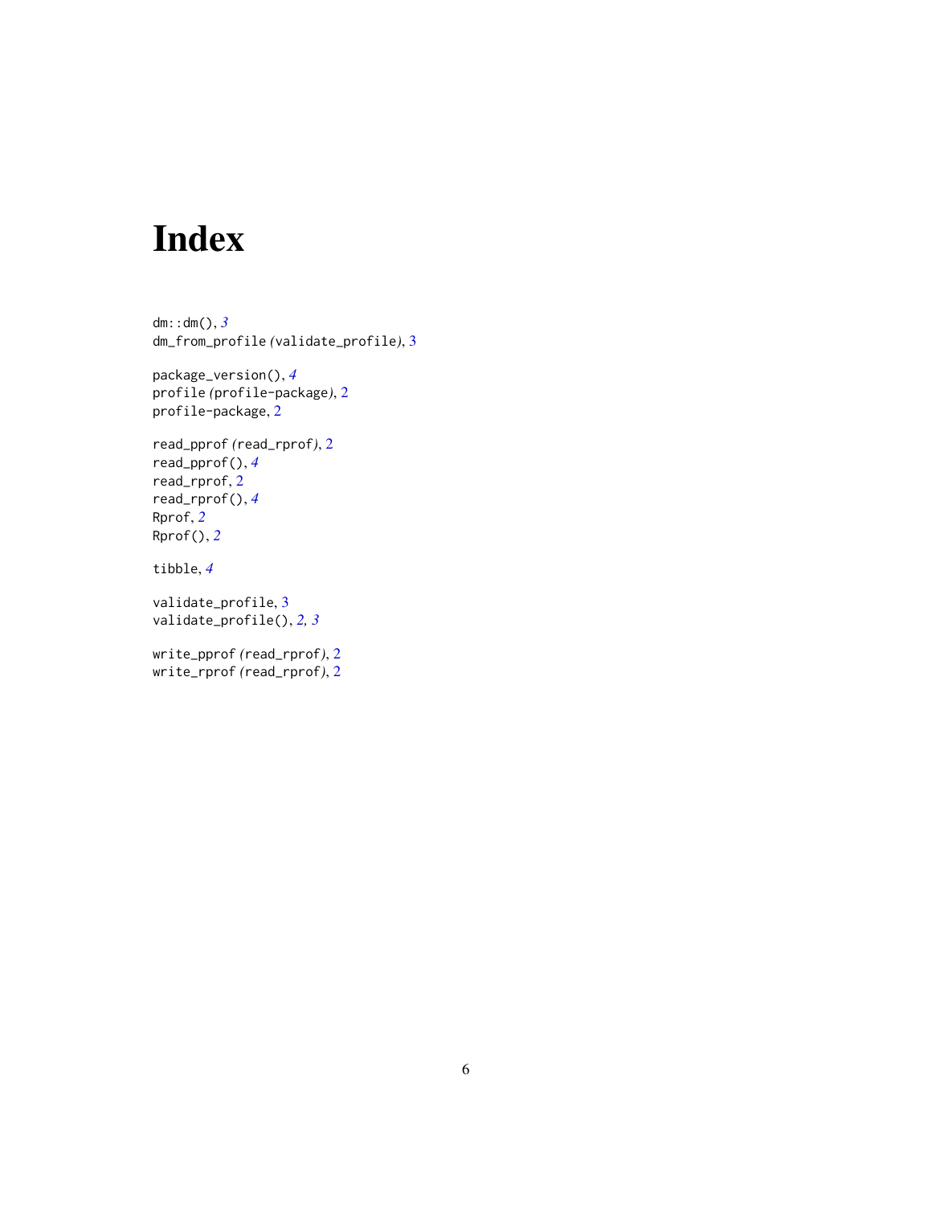# Index

dm::dm(), *3*
dm_from_profile *(*validate_profile*)*, 3

package_version(), *4*
profile *(*profile-package*)*, 2
profile-package, 2

read_pprof *(*read_rprof*)*, 2
read_pprof(), *4*
read_rprof, 2
read_rprof(), *4*
Rprof, *2*
Rprof(), *2*

tibble, *4*

validate_profile, 3
validate_profile(), *2, 3*

write_pprof *(*read_rprof*)*, 2
write_rprof *(*read_rprof*)*, 2